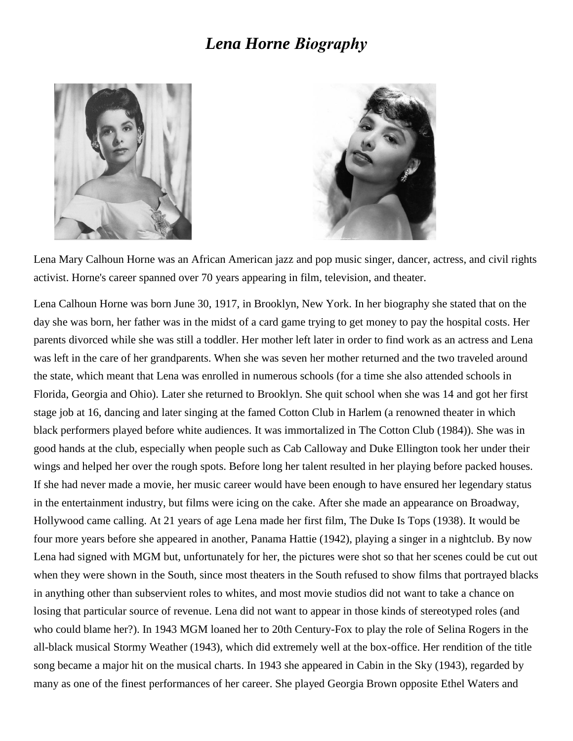# *Lena Horne Biography*

Lena Mary Calhoun Horne was an African American jazz and pop music singer, dancer, actress, and civil rights activist. Horne's career spanned over 70 years appearing in film, television, and theater.

Lena Calhoun Horne was born June 30, 1917, in Brooklyn, New York. In her biography she stated that on the day she was born, her father was in the midst of a card game trying to get money to pay the hospital costs. Her parents divorced while she was still a toddler. Her mother left later in order to find work as an actress and Lena was left in the care of her grandparents. When she was seven her mother returned and the two traveled around the state, which meant that Lena was enrolled in numerous schools (for a time she also attended schools in Florida, Georgia and Ohio). Later she returned to Brooklyn. She quit school when she was 14 and got her first stage job at 16, dancing and later singing at the famed Cotton Club in Harlem (a renowned theater in which black performers played before white audiences. It was immortalized in The Cotton Club (1984)). She was in good hands at the club, especially when people such as Cab Calloway and Duke Ellington took her under their wings and helped her over the rough spots. Before long her talent resulted in her playing before packed houses. If she had never made a movie, her music career would have been enough to have ensured her legendary status in the entertainment industry, but films were icing on the cake. After she made an appearance on Broadway, Hollywood came calling. At 21 years of age Lena made her first film, The Duke Is Tops (1938). It would be four more years before she appeared in another, Panama Hattie (1942), playing a singer in a nightclub. By now Lena had signed with MGM but, unfortunately for her, the pictures were shot so that her scenes could be cut out when they were shown in the South, since most theaters in the South refused to show films that portrayed blacks in anything other than subservient roles to whites, and most movie studios did not want to take a chance on losing that particular source of revenue. Lena did not want to appear in those kinds of stereotyped roles (and who could blame her?). In 1943 MGM loaned her to 20th Century-Fox to play the role of Selina Rogers in the all-black musical Stormy Weather (1943), which did extremely well at the box-office. Her rendition of the title song became a major hit on the musical charts. In 1943 she appeared in Cabin in the Sky (1943), regarded by many as one of the finest performances of her career. She played Georgia Brown opposite Ethel Waters and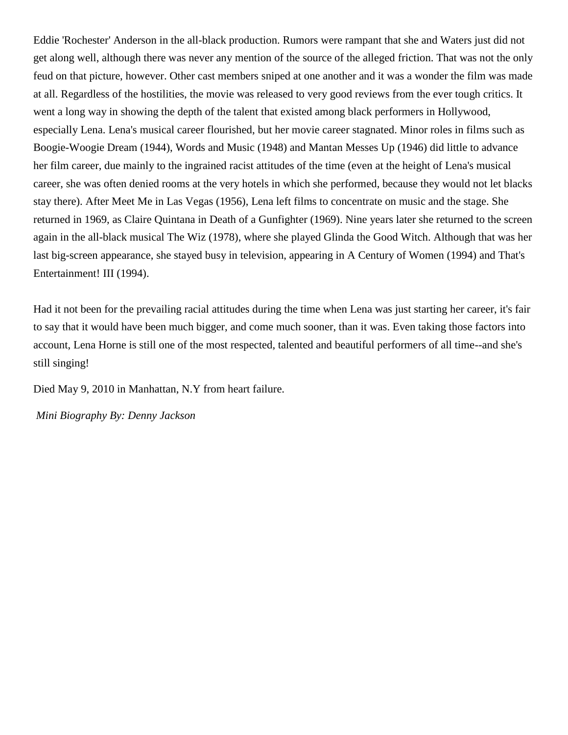Eddie 'Rochester' Anderson in the all-black production. Rumors were rampant that she and Waters just did not get along well, although there was never any mention of the source of the alleged friction. That was not the only feud on that picture, however. Other cast members sniped at one another and it was a wonder the film was made at all. Regardless of the hostilities, the movie was released to very good reviews from the ever tough critics. It went a long way in showing the depth of the talent that existed among black performers in Hollywood, especially Lena. Lena's musical career flourished, but her movie career stagnated. Minor roles in films such as Boogie-Woogie Dream (1944), Words and Music (1948) and Mantan Messes Up (1946) did little to advance her film career, due mainly to the ingrained racist attitudes of the time (even at the height of Lena's musical career, she was often denied rooms at the very hotels in which she performed, because they would not let blacks stay there). After Meet Me in Las Vegas (1956), Lena left films to concentrate on music and the stage. She returned in 1969, as Claire Quintana in Death of a Gunfighter (1969). Nine years later she returned to the screen again in the all-black musical The Wiz (1978), where she played Glinda the Good Witch. Although that was her last big-screen appearance, she stayed busy in television, appearing in A Century of Women (1994) and That's Entertainment! III (1994).

Had it not been for the prevailing racial attitudes during the time when Lena was just starting her career, it's fair to say that it would have been much bigger, and come much sooner, than it was. Even taking those factors into account, Lena Horne is still one of the most respected, talented and beautiful performers of all time--and she's still singing!

Died May 9, 2010 in Manhattan, N.Y from heart failure.

*Mini Biography By: Denny Jackson*